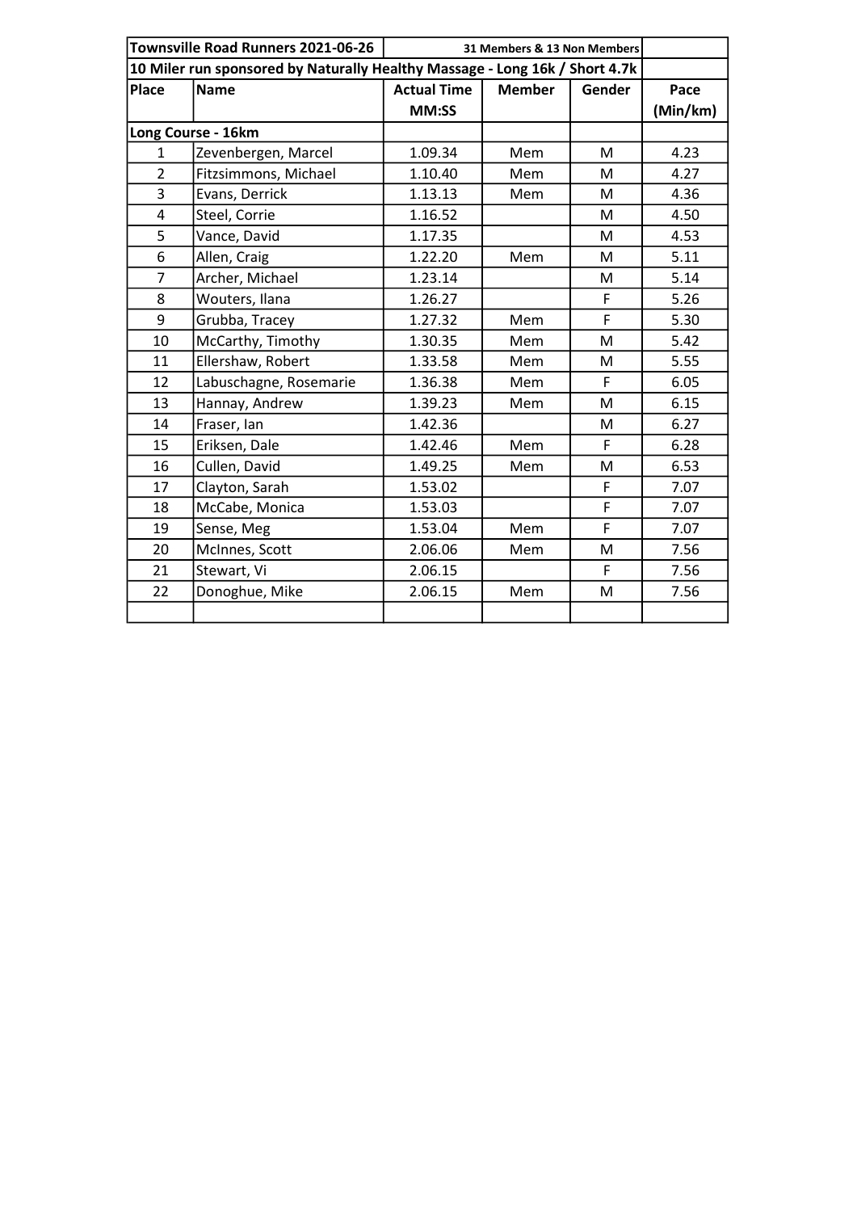| Townsville Road Runners 2021-06-26 | | 31 Members & 13 Non Members | | | |
|---|---|---|---|---|---|
| 10 Miler run sponsored by Naturally Healthy Massage - Long 16k / Short 4.7k | | | | | |
| Place | Name | Actual Time MM:SS | Member | Gender | Pace (Min/km) |
| Long Course - 16km | | | | | |
| 1 | Zevenbergen, Marcel | 1.09.34 | Mem | M | 4.23 |
| 2 | Fitzsimmons, Michael | 1.10.40 | Mem | M | 4.27 |
| 3 | Evans, Derrick | 1.13.13 | Mem | M | 4.36 |
| 4 | Steel, Corrie | 1.16.52 | | M | 4.50 |
| 5 | Vance, David | 1.17.35 | | M | 4.53 |
| 6 | Allen, Craig | 1.22.20 | Mem | M | 5.11 |
| 7 | Archer, Michael | 1.23.14 | | M | 5.14 |
| 8 | Wouters, Ilana | 1.26.27 | | F | 5.26 |
| 9 | Grubba, Tracey | 1.27.32 | Mem | F | 5.30 |
| 10 | McCarthy, Timothy | 1.30.35 | Mem | M | 5.42 |
| 11 | Ellershaw, Robert | 1.33.58 | Mem | M | 5.55 |
| 12 | Labuschagne, Rosemarie | 1.36.38 | Mem | F | 6.05 |
| 13 | Hannay, Andrew | 1.39.23 | Mem | M | 6.15 |
| 14 | Fraser, Ian | 1.42.36 | | M | 6.27 |
| 15 | Eriksen, Dale | 1.42.46 | Mem | F | 6.28 |
| 16 | Cullen, David | 1.49.25 | Mem | M | 6.53 |
| 17 | Clayton, Sarah | 1.53.02 | | F | 7.07 |
| 18 | McCabe, Monica | 1.53.03 | | F | 7.07 |
| 19 | Sense, Meg | 1.53.04 | Mem | F | 7.07 |
| 20 | McInnes, Scott | 2.06.06 | Mem | M | 7.56 |
| 21 | Stewart, Vi | 2.06.15 | | F | 7.56 |
| 22 | Donoghue, Mike | 2.06.15 | Mem | M | 7.56 |
| | | | | | |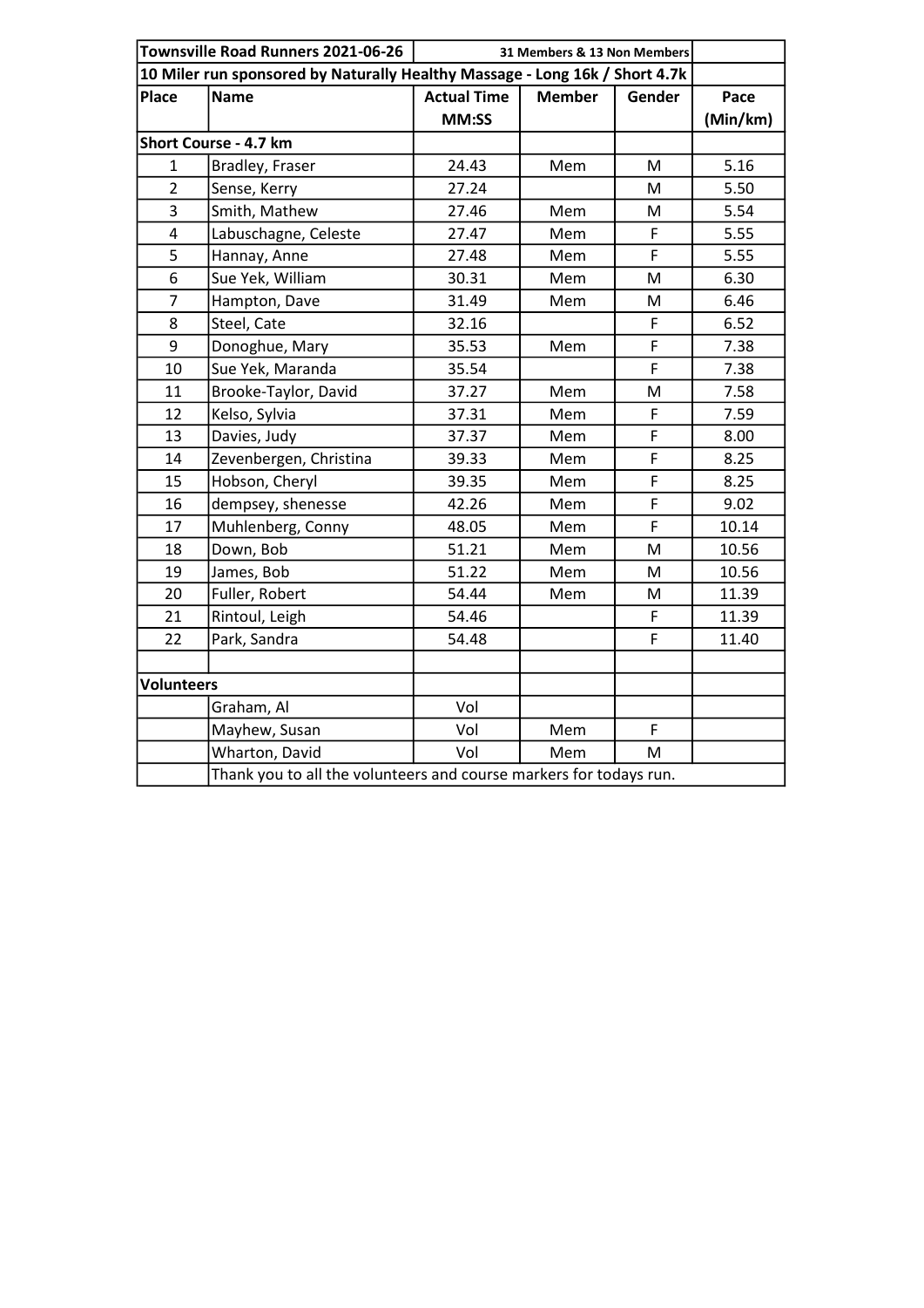| Townsville Road Runners 2021-06-26 | | 31 Members & 13 Non Members | | | |
|---|---|---|---|---|---|
| 10 Miler run sponsored by Naturally Healthy Massage - Long 16k / Short 4.7k | | | | | |
| Place | Name | Actual Time MM:SS | Member | Gender | Pace (Min/km) |
| Short Course - 4.7 km | | | | | |
| 1 | Bradley, Fraser | 24.43 | Mem | M | 5.16 |
| 2 | Sense, Kerry | 27.24 | | M | 5.50 |
| 3 | Smith, Mathew | 27.46 | Mem | M | 5.54 |
| 4 | Labuschagne, Celeste | 27.47 | Mem | F | 5.55 |
| 5 | Hannay, Anne | 27.48 | Mem | F | 5.55 |
| 6 | Sue Yek, William | 30.31 | Mem | M | 6.30 |
| 7 | Hampton, Dave | 31.49 | Mem | M | 6.46 |
| 8 | Steel, Cate | 32.16 | | F | 6.52 |
| 9 | Donoghue, Mary | 35.53 | Mem | F | 7.38 |
| 10 | Sue Yek, Maranda | 35.54 | | F | 7.38 |
| 11 | Brooke-Taylor, David | 37.27 | Mem | M | 7.58 |
| 12 | Kelso, Sylvia | 37.31 | Mem | F | 7.59 |
| 13 | Davies, Judy | 37.37 | Mem | F | 8.00 |
| 14 | Zevenbergen, Christina | 39.33 | Mem | F | 8.25 |
| 15 | Hobson, Cheryl | 39.35 | Mem | F | 8.25 |
| 16 | dempsey, shenesse | 42.26 | Mem | F | 9.02 |
| 17 | Muhlenberg, Conny | 48.05 | Mem | F | 10.14 |
| 18 | Down, Bob | 51.21 | Mem | M | 10.56 |
| 19 | James, Bob | 51.22 | Mem | M | 10.56 |
| 20 | Fuller, Robert | 54.44 | Mem | M | 11.39 |
| 21 | Rintoul, Leigh | 54.46 | | F | 11.39 |
| 22 | Park, Sandra | 54.48 | | F | 11.40 |
| | | | | | |
| Volunteers | | | | | |
| | Graham, Al | Vol | | | |
| | Mayhew, Susan | Vol | Mem | F | |
| | Wharton, David | Vol | Mem | M | |
| | Thank you to all the volunteers and course markers for todays run. | | | | |